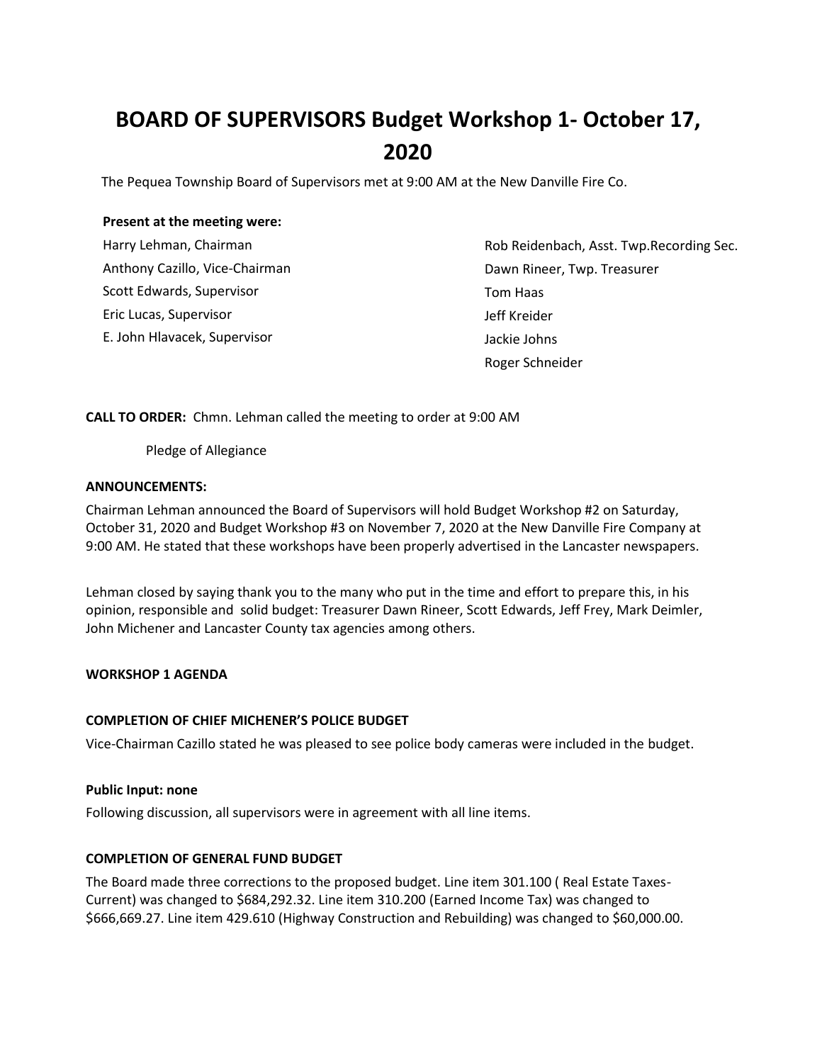# BOARD OF SUPERVISORS Budget Workshop 1- October 17, 2020

The Pequea Township Board of Supervisors met at 9:00 AM at the New Danville Fire Co.

**Present at the meeting were:**

Harry Lehman, Chairman
Anthony Cazillo, Vice-Chairman
Scott Edwards, Supervisor
Eric Lucas, Supervisor
E. John Hlavacek, Supervisor

Rob Reidenbach, Asst. Twp.Recording Sec.
Dawn Rineer, Twp. Treasurer
Tom Haas
Jeff Kreider
Jackie Johns
Roger Schneider

**CALL TO ORDER:** Chmn. Lehman called the meeting to order at 9:00 AM

Pledge of Allegiance

**ANNOUNCEMENTS:**

Chairman Lehman announced the Board of Supervisors will hold Budget Workshop #2 on Saturday, October 31, 2020 and Budget Workshop #3 on November 7, 2020 at the New Danville Fire Company at 9:00 AM. He stated that these workshops have been properly advertised in the Lancaster newspapers.

Lehman closed by saying thank you to the many who put in the time and effort to prepare this, in his opinion, responsible and solid budget: Treasurer Dawn Rineer, Scott Edwards, Jeff Frey, Mark Deimler, John Michener and Lancaster County tax agencies among others.

**WORKSHOP 1 AGENDA**

**COMPLETION OF CHIEF MICHENER'S POLICE BUDGET**

Vice-Chairman Cazillo stated he was pleased to see police body cameras were included in the budget.

**Public Input: none**

Following discussion, all supervisors were in agreement with all line items.

**COMPLETION OF GENERAL FUND BUDGET**

The Board made three corrections to the proposed budget. Line item 301.100 ( Real Estate Taxes-Current) was changed to $684,292.32. Line item 310.200 (Earned Income Tax) was changed to $666,669.27. Line item 429.610 (Highway Construction and Rebuilding) was changed to $60,000.00.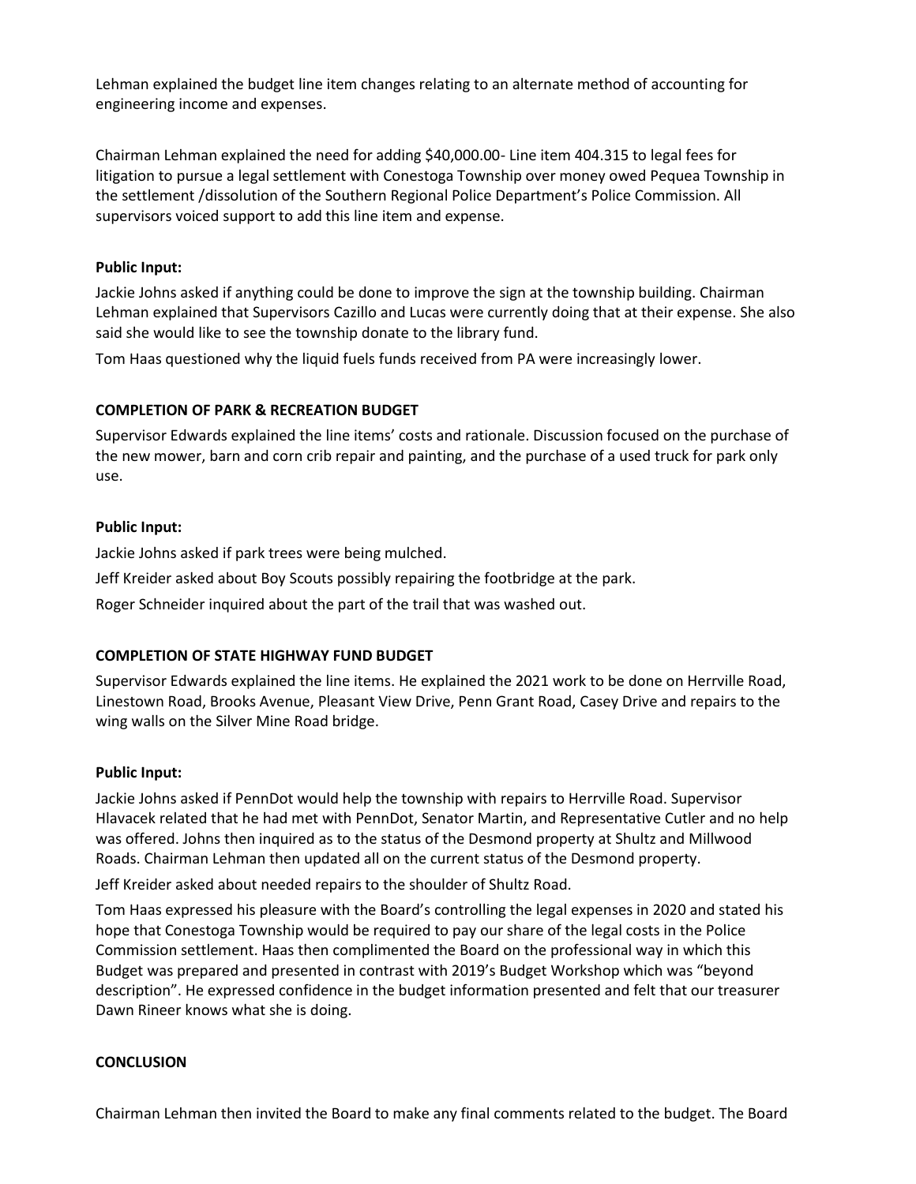Lehman explained the budget line item changes relating to an alternate method of accounting for engineering income and expenses.

Chairman Lehman explained the need for adding $40,000.00- Line item 404.315 to legal fees for litigation to pursue a legal settlement with Conestoga Township over money owed Pequea Township in the settlement /dissolution of the Southern Regional Police Department's Police Commission. All supervisors voiced support to add this line item and expense.

**Public Input:**

Jackie Johns asked if anything could be done to improve the sign at the township building. Chairman Lehman explained that Supervisors Cazillo and Lucas were currently doing that at their expense. She also said she would like to see the township donate to the library fund.

Tom Haas questioned why the liquid fuels funds received from PA were increasingly lower.

**COMPLETION OF PARK & RECREATION BUDGET**

Supervisor Edwards explained the line items' costs and rationale. Discussion focused on the purchase of the new mower, barn and corn crib repair and painting, and the purchase of a used truck for park only use.

**Public Input:**

Jackie Johns asked if park trees were being mulched.

Jeff Kreider asked about Boy Scouts possibly repairing the footbridge at the park.

Roger Schneider inquired about the part of the trail that was washed out.

**COMPLETION OF STATE HIGHWAY FUND BUDGET**

Supervisor Edwards explained the line items. He explained the 2021 work to be done on Herrville Road, Linestown Road, Brooks Avenue, Pleasant View Drive, Penn Grant Road, Casey Drive and repairs to the wing walls on the Silver Mine Road bridge.

**Public Input:**

Jackie Johns asked if PennDot would help the township with repairs to Herrville Road. Supervisor Hlavacek related that he had met with PennDot, Senator Martin, and Representative Cutler and no help was offered. Johns then inquired as to the status of the Desmond property at Shultz and Millwood Roads. Chairman Lehman then updated all on the current status of the Desmond property.

Jeff Kreider asked about needed repairs to the shoulder of Shultz Road.

Tom Haas expressed his pleasure with the Board's controlling the legal expenses in 2020 and stated his hope that Conestoga Township would be required to pay our share of the legal costs in the Police Commission settlement. Haas then complimented the Board on the professional way in which this Budget was prepared and presented in contrast with 2019's Budget Workshop which was "beyond description". He expressed confidence in the budget information presented and felt that our treasurer Dawn Rineer knows what she is doing.

**CONCLUSION**

Chairman Lehman then invited the Board to make any final comments related to the budget. The Board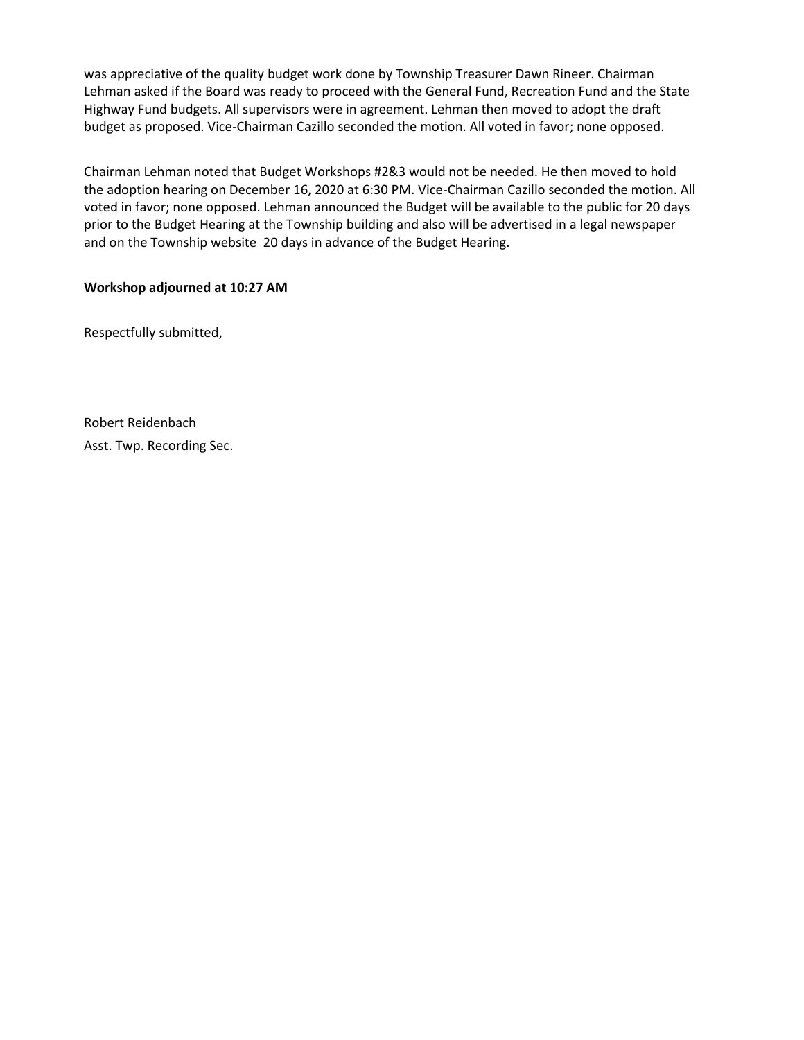was appreciative of the quality budget work done by Township Treasurer Dawn Rineer. Chairman Lehman asked if the Board was ready to proceed with the General Fund, Recreation Fund and the State Highway Fund budgets. All supervisors were in agreement. Lehman then moved to adopt the draft budget as proposed. Vice-Chairman Cazillo seconded the motion. All voted in favor; none opposed.

Chairman Lehman noted that Budget Workshops #2&3 would not be needed. He then moved to hold the adoption hearing on December 16, 2020 at 6:30 PM. Vice-Chairman Cazillo seconded the motion. All voted in favor; none opposed. Lehman announced the Budget will be available to the public for 20 days prior to the Budget Hearing at the Township building and also will be advertised in a legal newspaper and on the Township website 20 days in advance of the Budget Hearing.

**Workshop adjourned at 10:27 AM**

Respectfully submitted,

Robert Reidenbach
Asst. Twp. Recording Sec.